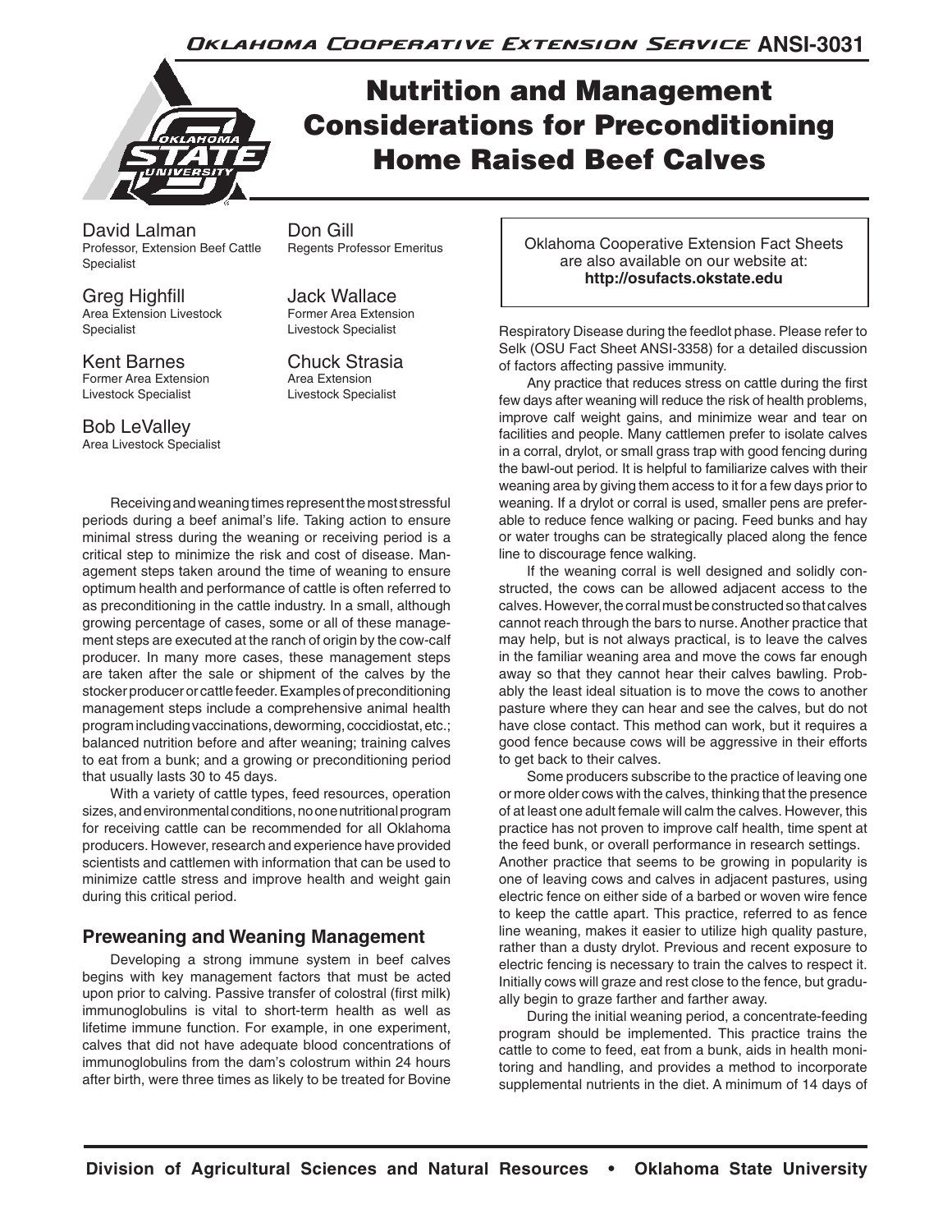Oklahoma Cooperative Extension Service ANSI-3031

# Nutrition and Management Considerations for Preconditioning Home Raised Beef Calves

David Lalman
Professor, Extension Beef Cattle Specialist

Don Gill
Regents Professor Emeritus

Greg Highfill
Area Extension Livestock Specialist

Jack Wallace
Former Area Extension Livestock Specialist

Kent Barnes
Former Area Extension Livestock Specialist

Chuck Strasia
Area Extension Livestock Specialist

Bob LeValley
Area Livestock Specialist

Oklahoma Cooperative Extension Fact Sheets are also available on our website at: **http://osufacts.okstate.edu**

Receiving and weaning times represent the most stressful periods during a beef animal's life. Taking action to ensure minimal stress during the weaning or receiving period is a critical step to minimize the risk and cost of disease. Management steps taken around the time of weaning to ensure optimum health and performance of cattle is often referred to as preconditioning in the cattle industry. In a small, although growing percentage of cases, some or all of these management steps are executed at the ranch of origin by the cow-calf producer. In many more cases, these management steps are taken after the sale or shipment of the calves by the stocker producer or cattle feeder. Examples of preconditioning management steps include a comprehensive animal health program including vaccinations, deworming, coccidiostat, etc.; balanced nutrition before and after weaning; training calves to eat from a bunk; and a growing or preconditioning period that usually lasts 30 to 45 days.

With a variety of cattle types, feed resources, operation sizes, and environmental conditions, no one nutritional program for receiving cattle can be recommended for all Oklahoma producers. However, research and experience have provided scientists and cattlemen with information that can be used to minimize cattle stress and improve health and weight gain during this critical period.

## Preweaning and Weaning Management

Developing a strong immune system in beef calves begins with key management factors that must be acted upon prior to calving. Passive transfer of colostral (first milk) immunoglobulins is vital to short-term health as well as lifetime immune function. For example, in one experiment, calves that did not have adequate blood concentrations of immunoglobulins from the dam's colostrum within 24 hours after birth, were three times as likely to be treated for Bovine Respiratory Disease during the feedlot phase. Please refer to Selk (OSU Fact Sheet ANSI-3358) for a detailed discussion of factors affecting passive immunity.

Any practice that reduces stress on cattle during the first few days after weaning will reduce the risk of health problems, improve calf weight gains, and minimize wear and tear on facilities and people. Many cattlemen prefer to isolate calves in a corral, drylot, or small grass trap with good fencing during the bawl-out period. It is helpful to familiarize calves with their weaning area by giving them access to it for a few days prior to weaning. If a drylot or corral is used, smaller pens are preferable to reduce fence walking or pacing. Feed bunks and hay or water troughs can be strategically placed along the fence line to discourage fence walking.

If the weaning corral is well designed and solidly constructed, the cows can be allowed adjacent access to the calves. However, the corral must be constructed so that calves cannot reach through the bars to nurse. Another practice that may help, but is not always practical, is to leave the calves in the familiar weaning area and move the cows far enough away so that they cannot hear their calves bawling. Probably the least ideal situation is to move the cows to another pasture where they can hear and see the calves, but do not have close contact. This method can work, but it requires a good fence because cows will be aggressive in their efforts to get back to their calves.

Some producers subscribe to the practice of leaving one or more older cows with the calves, thinking that the presence of at least one adult female will calm the calves. However, this practice has not proven to improve calf health, time spent at the feed bunk, or overall performance in research settings.

Another practice that seems to be growing in popularity is one of leaving cows and calves in adjacent pastures, using electric fence on either side of a barbed or woven wire fence to keep the cattle apart. This practice, referred to as fence line weaning, makes it easier to utilize high quality pasture, rather than a dusty drylot. Previous and recent exposure to electric fencing is necessary to train the calves to respect it. Initially cows will graze and rest close to the fence, but gradually begin to graze farther and farther away.

During the initial weaning period, a concentrate-feeding program should be implemented. This practice trains the cattle to come to feed, eat from a bunk, aids in health monitoring and handling, and provides a method to incorporate supplemental nutrients in the diet. A minimum of 14 days of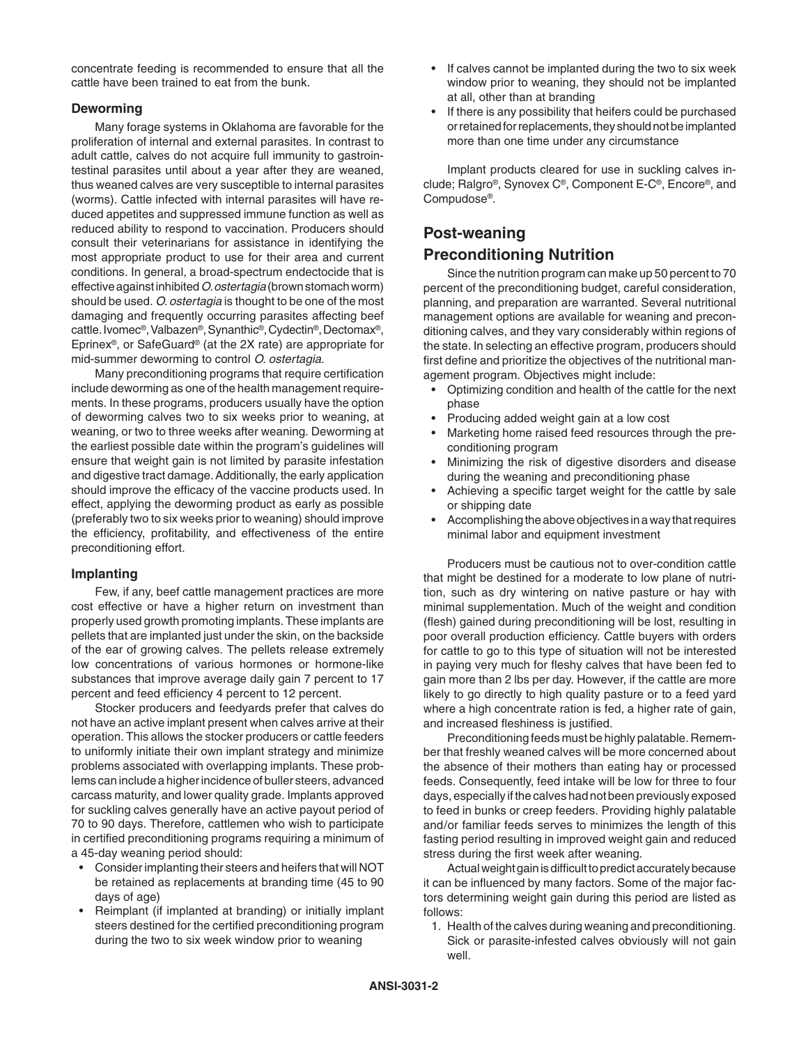concentrate feeding is recommended to ensure that all the cattle have been trained to eat from the bunk.

### Deworming

Many forage systems in Oklahoma are favorable for the proliferation of internal and external parasites. In contrast to adult cattle, calves do not acquire full immunity to gastrointestinal parasites until about a year after they are weaned, thus weaned calves are very susceptible to internal parasites (worms). Cattle infected with internal parasites will have reduced appetites and suppressed immune function as well as reduced ability to respond to vaccination. Producers should consult their veterinarians for assistance in identifying the most appropriate product to use for their area and current conditions. In general, a broad-spectrum endectocide that is effective against inhibited *O. ostertagia* (brown stomach worm) should be used. *O. ostertagia* is thought to be one of the most damaging and frequently occurring parasites affecting beef cattle. Ivomec®, Valbazen®, Synanthic®, Cydectin®, Dectomax®, Eprinex®, or SafeGuard® (at the 2X rate) are appropriate for mid-summer deworming to control *O. ostertagia*.

Many preconditioning programs that require certification include deworming as one of the health management requirements. In these programs, producers usually have the option of deworming calves two to six weeks prior to weaning, at weaning, or two to three weeks after weaning. Deworming at the earliest possible date within the program's guidelines will ensure that weight gain is not limited by parasite infestation and digestive tract damage. Additionally, the early application should improve the efficacy of the vaccine products used. In effect, applying the deworming product as early as possible (preferably two to six weeks prior to weaning) should improve the efficiency, profitability, and effectiveness of the entire preconditioning effort.

### Implanting

Few, if any, beef cattle management practices are more cost effective or have a higher return on investment than properly used growth promoting implants. These implants are pellets that are implanted just under the skin, on the backside of the ear of growing calves. The pellets release extremely low concentrations of various hormones or hormone-like substances that improve average daily gain 7 percent to 17 percent and feed efficiency 4 percent to 12 percent.

Stocker producers and feedyards prefer that calves do not have an active implant present when calves arrive at their operation. This allows the stocker producers or cattle feeders to uniformly initiate their own implant strategy and minimize problems associated with overlapping implants. These problems can include a higher incidence of buller steers, advanced carcass maturity, and lower quality grade. Implants approved for suckling calves generally have an active payout period of 70 to 90 days. Therefore, cattlemen who wish to participate in certified preconditioning programs requiring a minimum of a 45-day weaning period should:

- Consider implanting their steers and heifers that will NOT be retained as replacements at branding time (45 to 90 days of age)
- Reimplant (if implanted at branding) or initially implant steers destined for the certified preconditioning program during the two to six week window prior to weaning
- If calves cannot be implanted during the two to six week window prior to weaning, they should not be implanted at all, other than at branding
- If there is any possibility that heifers could be purchased or retained for replacements, they should not be implanted more than one time under any circumstance

Implant products cleared for use in suckling calves include; Ralgro®, Synovex C®, Component E-C®, Encore®, and Compudose®.

## Post-weaning Preconditioning Nutrition

Since the nutrition program can make up 50 percent to 70 percent of the preconditioning budget, careful consideration, planning, and preparation are warranted. Several nutritional management options are available for weaning and preconditioning calves, and they vary considerably within regions of the state. In selecting an effective program, producers should first define and prioritize the objectives of the nutritional management program. Objectives might include:

- Optimizing condition and health of the cattle for the next phase
- Producing added weight gain at a low cost
- Marketing home raised feed resources through the preconditioning program
- Minimizing the risk of digestive disorders and disease during the weaning and preconditioning phase
- Achieving a specific target weight for the cattle by sale or shipping date
- Accomplishing the above objectives in a way that requires minimal labor and equipment investment

Producers must be cautious not to over-condition cattle that might be destined for a moderate to low plane of nutrition, such as dry wintering on native pasture or hay with minimal supplementation. Much of the weight and condition (flesh) gained during preconditioning will be lost, resulting in poor overall production efficiency. Cattle buyers with orders for cattle to go to this type of situation will not be interested in paying very much for fleshy calves that have been fed to gain more than 2 lbs per day. However, if the cattle are more likely to go directly to high quality pasture or to a feed yard where a high concentrate ration is fed, a higher rate of gain, and increased fleshiness is justified.

Preconditioning feeds must be highly palatable. Remember that freshly weaned calves will be more concerned about the absence of their mothers than eating hay or processed feeds. Consequently, feed intake will be low for three to four days, especially if the calves had not been previously exposed to feed in bunks or creep feeders. Providing highly palatable and/or familiar feeds serves to minimizes the length of this fasting period resulting in improved weight gain and reduced stress during the first week after weaning.

Actual weight gain is difficult to predict accurately because it can be influenced by many factors. Some of the major factors determining weight gain during this period are listed as follows:

1. Health of the calves during weaning and preconditioning. Sick or parasite-infested calves obviously will not gain well.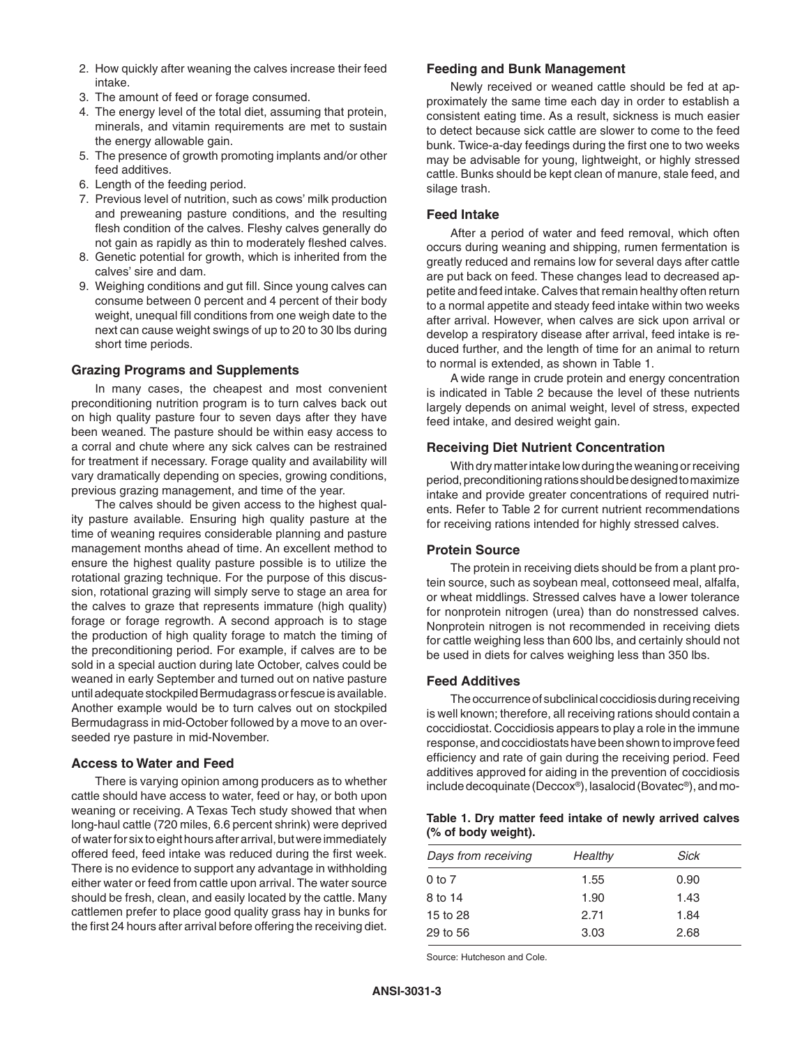2. How quickly after weaning the calves increase their feed intake.
3. The amount of feed or forage consumed.
4. The energy level of the total diet, assuming that protein, minerals, and vitamin requirements are met to sustain the energy allowable gain.
5. The presence of growth promoting implants and/or other feed additives.
6. Length of the feeding period.
7. Previous level of nutrition, such as cows' milk production and preweaning pasture conditions, and the resulting flesh condition of the calves. Fleshy calves generally do not gain as rapidly as thin to moderately fleshed calves.
8. Genetic potential for growth, which is inherited from the calves' sire and dam.
9. Weighing conditions and gut fill. Since young calves can consume between 0 percent and 4 percent of their body weight, unequal fill conditions from one weigh date to the next can cause weight swings of up to 20 to 30 lbs during short time periods.

### Grazing Programs and Supplements

In many cases, the cheapest and most convenient preconditioning nutrition program is to turn calves back out on high quality pasture four to seven days after they have been weaned. The pasture should be within easy access to a corral and chute where any sick calves can be restrained for treatment if necessary. Forage quality and availability will vary dramatically depending on species, growing conditions, previous grazing management, and time of the year.

The calves should be given access to the highest quality pasture available. Ensuring high quality pasture at the time of weaning requires considerable planning and pasture management months ahead of time. An excellent method to ensure the highest quality pasture possible is to utilize the rotational grazing technique. For the purpose of this discussion, rotational grazing will simply serve to stage an area for the calves to graze that represents immature (high quality) forage or forage regrowth. A second approach is to stage the production of high quality forage to match the timing of the preconditioning period. For example, if calves are to be sold in a special auction during late October, calves could be weaned in early September and turned out on native pasture until adequate stockpiled Bermudagrass or fescue is available. Another example would be to turn calves out on stockpiled Bermudagrass in mid-October followed by a move to an overseeded rye pasture in mid-November.

### Access to Water and Feed

There is varying opinion among producers as to whether cattle should have access to water, feed or hay, or both upon weaning or receiving. A Texas Tech study showed that when long-haul cattle (720 miles, 6.6 percent shrink) were deprived of water for six to eight hours after arrival, but were immediately offered feed, feed intake was reduced during the first week. There is no evidence to support any advantage in withholding either water or feed from cattle upon arrival. The water source should be fresh, clean, and easily located by the cattle. Many cattlemen prefer to place good quality grass hay in bunks for the first 24 hours after arrival before offering the receiving diet.

### Feeding and Bunk Management

Newly received or weaned cattle should be fed at approximately the same time each day in order to establish a consistent eating time. As a result, sickness is much easier to detect because sick cattle are slower to come to the feed bunk. Twice-a-day feedings during the first one to two weeks may be advisable for young, lightweight, or highly stressed cattle. Bunks should be kept clean of manure, stale feed, and silage trash.

### Feed Intake

After a period of water and feed removal, which often occurs during weaning and shipping, rumen fermentation is greatly reduced and remains low for several days after cattle are put back on feed. These changes lead to decreased appetite and feed intake. Calves that remain healthy often return to a normal appetite and steady feed intake within two weeks after arrival. However, when calves are sick upon arrival or develop a respiratory disease after arrival, feed intake is reduced further, and the length of time for an animal to return to normal is extended, as shown in Table 1.

A wide range in crude protein and energy concentration is indicated in Table 2 because the level of these nutrients largely depends on animal weight, level of stress, expected feed intake, and desired weight gain.

### Receiving Diet Nutrient Concentration

With dry matter intake low during the weaning or receiving period, preconditioning rations should be designed to maximize intake and provide greater concentrations of required nutrients. Refer to Table 2 for current nutrient recommendations for receiving rations intended for highly stressed calves.

### Protein Source

The protein in receiving diets should be from a plant protein source, such as soybean meal, cottonseed meal, alfalfa, or wheat middlings. Stressed calves have a lower tolerance for nonprotein nitrogen (urea) than do nonstressed calves. Nonprotein nitrogen is not recommended in receiving diets for cattle weighing less than 600 lbs, and certainly should not be used in diets for calves weighing less than 350 lbs.

### Feed Additives

The occurrence of subclinical coccidiosis during receiving is well known; therefore, all receiving rations should contain a coccidiostat. Coccidiosis appears to play a role in the immune response, and coccidiostats have been shown to improve feed efficiency and rate of gain during the receiving period. Feed additives approved for aiding in the prevention of coccidiosis include decoquinate (Deccox®), lasalocid (Bovatec®), and mo-

**Table 1. Dry matter feed intake of newly arrived calves (% of body weight).**

| *Days from receiving* | *Healthy* | *Sick* |
|---|---|---|
| 0 to 7 | 1.55 | 0.90 |
| 8 to 14 | 1.90 | 1.43 |
| 15 to 28 | 2.71 | 1.84 |
| 29 to 56 | 3.03 | 2.68 |

Source: Hutcheson and Cole.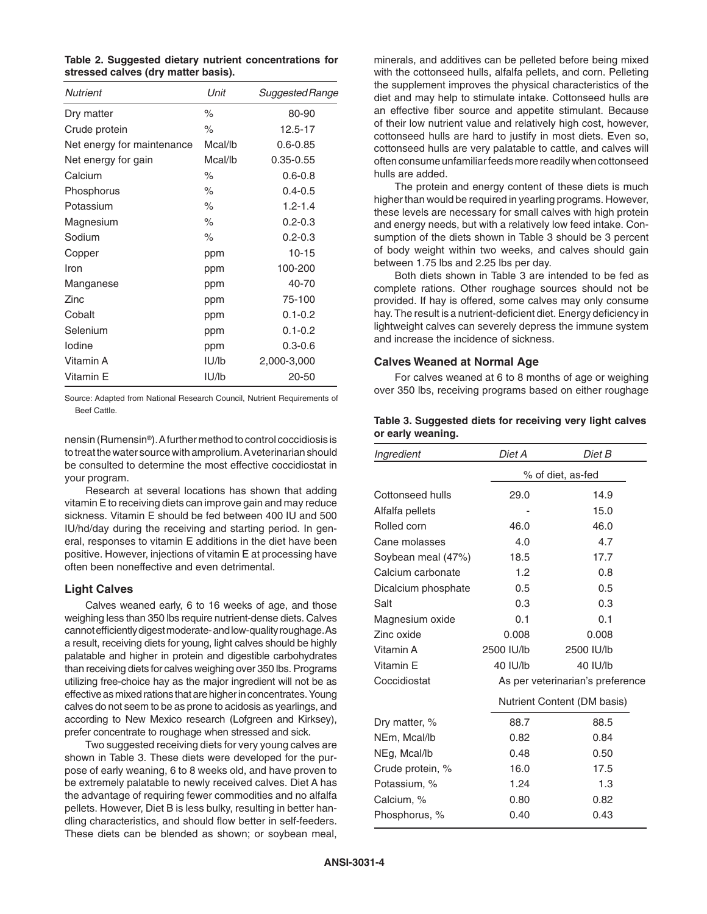**Table 2. Suggested dietary nutrient concentrations for stressed calves (dry matter basis).**

| *Nutrient* | *Unit* | *Suggested Range* |
|---|---|---|
| Dry matter | % | 80-90 |
| Crude protein | % | 12.5-17 |
| Net energy for maintenance | Mcal/lb | 0.6-0.85 |
| Net energy for gain | Mcal/lb | 0.35-0.55 |
| Calcium | % | 0.6-0.8 |
| Phosphorus | % | 0.4-0.5 |
| Potassium | % | 1.2-1.4 |
| Magnesium | % | 0.2-0.3 |
| Sodium | % | 0.2-0.3 |
| Copper | ppm | 10-15 |
| Iron | ppm | 100-200 |
| Manganese | ppm | 40-70 |
| Zinc | ppm | 75-100 |
| Cobalt | ppm | 0.1-0.2 |
| Selenium | ppm | 0.1-0.2 |
| Iodine | ppm | 0.3-0.6 |
| Vitamin A | IU/lb | 2,000-3,000 |
| Vitamin E | IU/lb | 20-50 |

Source: Adapted from National Research Council, Nutrient Requirements of Beef Cattle.

nensin (Rumensin®). A further method to control coccidiosis is to treat the water source with amprolium. A veterinarian should be consulted to determine the most effective coccidiostat in your program.

Research at several locations has shown that adding vitamin E to receiving diets can improve gain and may reduce sickness. Vitamin E should be fed between 400 IU and 500 IU/hd/day during the receiving and starting period. In general, responses to vitamin E additions in the diet have been positive. However, injections of vitamin E at processing have often been noneffective and even detrimental.

### Light Calves

Calves weaned early, 6 to 16 weeks of age, and those weighing less than 350 lbs require nutrient-dense diets. Calves cannot efficiently digest moderate- and low-quality roughage. As a result, receiving diets for young, light calves should be highly palatable and higher in protein and digestible carbohydrates than receiving diets for calves weighing over 350 lbs. Programs utilizing free-choice hay as the major ingredient will not be as effective as mixed rations that are higher in concentrates. Young calves do not seem to be as prone to acidosis as yearlings, and according to New Mexico research (Lofgreen and Kirksey), prefer concentrate to roughage when stressed and sick.

Two suggested receiving diets for very young calves are shown in Table 3. These diets were developed for the purpose of early weaning, 6 to 8 weeks old, and have proven to be extremely palatable to newly received calves. Diet A has the advantage of requiring fewer commodities and no alfalfa pellets. However, Diet B is less bulky, resulting in better handling characteristics, and should flow better in self-feeders. These diets can be blended as shown; or soybean meal, minerals, and additives can be pelleted before being mixed with the cottonseed hulls, alfalfa pellets, and corn. Pelleting the supplement improves the physical characteristics of the diet and may help to stimulate intake. Cottonseed hulls are an effective fiber source and appetite stimulant. Because of their low nutrient value and relatively high cost, however, cottonseed hulls are hard to justify in most diets. Even so, cottonseed hulls are very palatable to cattle, and calves will often consume unfamiliar feeds more readily when cottonseed hulls are added.

The protein and energy content of these diets is much higher than would be required in yearling programs. However, these levels are necessary for small calves with high protein and energy needs, but with a relatively low feed intake. Consumption of the diets shown in Table 3 should be 3 percent of body weight within two weeks, and calves should gain between 1.75 lbs and 2.25 lbs per day.

Both diets shown in Table 3 are intended to be fed as complete rations. Other roughage sources should not be provided. If hay is offered, some calves may only consume hay. The result is a nutrient-deficient diet. Energy deficiency in lightweight calves can severely depress the immune system and increase the incidence of sickness.

**Table 3. Suggested diets for receiving very light calves or early weaning.**

| *Ingredient* | *Diet A* | *Diet B* |
|---|---|---|
| | % of diet, as-fed | |
| Cottonseed hulls | 29.0 | 14.9 |
| Alfalfa pellets | - | 15.0 |
| Rolled corn | 46.0 | 46.0 |
| Cane molasses | 4.0 | 4.7 |
| Soybean meal (47%) | 18.5 | 17.7 |
| Calcium carbonate | 1.2 | 0.8 |
| Dicalcium phosphate | 0.5 | 0.5 |
| Salt | 0.3 | 0.3 |
| Magnesium oxide | 0.1 | 0.1 |
| Zinc oxide | 0.008 | 0.008 |
| Vitamin A | 2500 IU/lb | 2500 IU/lb |
| Vitamin E | 40 IU/lb | 40 IU/lb |
| Coccidiostat | As per veterinarian's preference | |
| | Nutrient Content (DM basis) | |
| Dry matter, % | 88.7 | 88.5 |
| NEm, Mcal/lb | 0.82 | 0.84 |
| NEg, Mcal/lb | 0.48 | 0.50 |
| Crude protein, % | 16.0 | 17.5 |
| Potassium, % | 1.24 | 1.3 |
| Calcium, % | 0.80 | 0.82 |
| Phosphorus, % | 0.40 | 0.43 |

### Calves Weaned at Normal Age

For calves weaned at 6 to 8 months of age or weighing over 350 lbs, receiving programs based on either roughage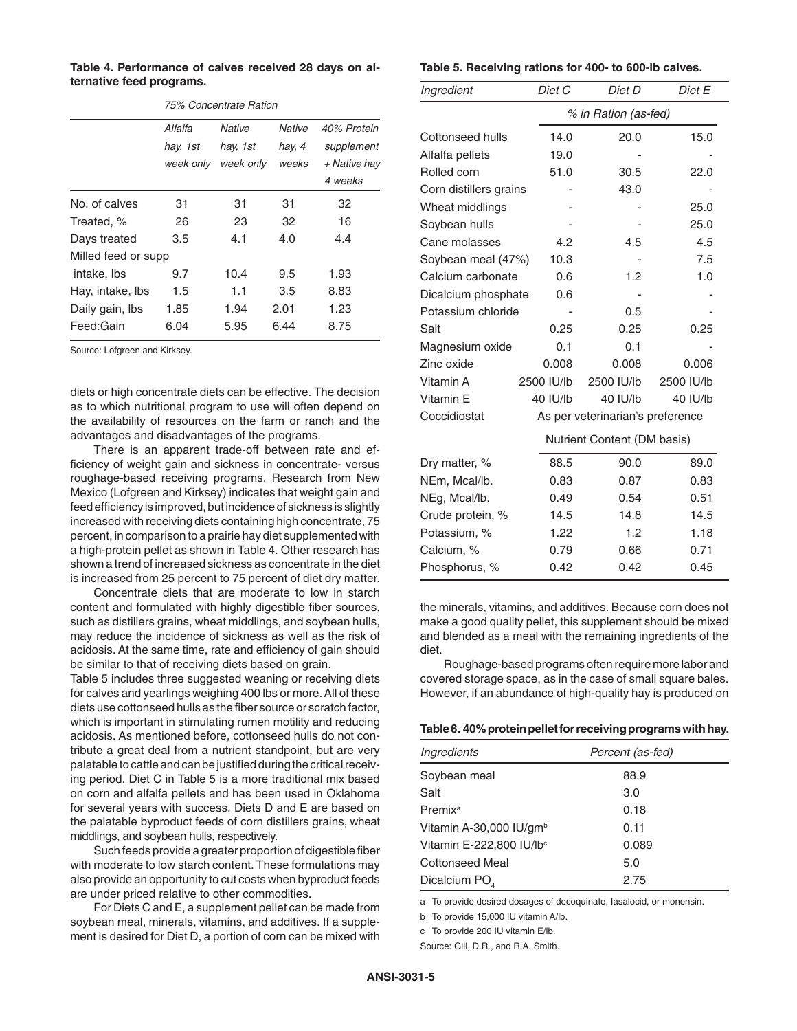**Table 4. Performance of calves received 28 days on alternative feed programs.**

| | 75% Concentrate Ration | | | |
|---|---|---|---|---|
| | Alfalfa hay, 1st week only | Native hay, 1st week only | Native hay, 4 weeks | 40% Protein supplement + Native hay 4 weeks |
| No. of calves | 31 | 31 | 31 | 32 |
| Treated, % | 26 | 23 | 32 | 16 |
| Days treated | 3.5 | 4.1 | 4.0 | 4.4 |
| Milled feed or supp intake, lbs | 9.7 | 10.4 | 9.5 | 1.93 |
| Hay, intake, lbs | 1.5 | 1.1 | 3.5 | 8.83 |
| Daily gain, lbs | 1.85 | 1.94 | 2.01 | 1.23 |
| Feed:Gain | 6.04 | 5.95 | 6.44 | 8.75 |

Source: Lofgreen and Kirksey.

diets or high concentrate diets can be effective. The decision as to which nutritional program to use will often depend on the availability of resources on the farm or ranch and the advantages and disadvantages of the programs.

There is an apparent trade-off between rate and efficiency of weight gain and sickness in concentrate- versus roughage-based receiving programs. Research from New Mexico (Lofgreen and Kirksey) indicates that weight gain and feed efficiency is improved, but incidence of sickness is slightly increased with receiving diets containing high concentrate, 75 percent, in comparison to a prairie hay diet supplemented with a high-protein pellet as shown in Table 4. Other research has shown a trend of increased sickness as concentrate in the diet is increased from 25 percent to 75 percent of diet dry matter.

Concentrate diets that are moderate to low in starch content and formulated with highly digestible fiber sources, such as distillers grains, wheat middlings, and soybean hulls, may reduce the incidence of sickness as well as the risk of acidosis. At the same time, rate and efficiency of gain should be similar to that of receiving diets based on grain.

Table 5 includes three suggested weaning or receiving diets for calves and yearlings weighing 400 lbs or more. All of these diets use cottonseed hulls as the fiber source or scratch factor, which is important in stimulating rumen motility and reducing acidosis. As mentioned before, cottonseed hulls do not contribute a great deal from a nutrient standpoint, but are very palatable to cattle and can be justified during the critical receiving period. Diet C in Table 5 is a more traditional mix based on corn and alfalfa pellets and has been used in Oklahoma for several years with success. Diets D and E are based on the palatable byproduct feeds of corn distillers grains, wheat middlings, and soybean hulls, respectively.

Such feeds provide a greater proportion of digestible fiber with moderate to low starch content. These formulations may also provide an opportunity to cut costs when byproduct feeds are under priced relative to other commodities.

For Diets C and E, a supplement pellet can be made from soybean meal, minerals, vitamins, and additives. If a supplement is desired for Diet D, a portion of corn can be mixed with

**Table 5. Receiving rations for 400- to 600-lb calves.**

| Ingredient | Diet C | Diet D | Diet E |
|---|---|---|---|
| | % in Ration (as-fed) | | |
| Cottonseed hulls | 14.0 | 20.0 | 15.0 |
| Alfalfa pellets | 19.0 | - | - |
| Rolled corn | 51.0 | 30.5 | 22.0 |
| Corn distillers grains | - | 43.0 | - |
| Wheat middlings | - | - | 25.0 |
| Soybean hulls | - | - | 25.0 |
| Cane molasses | 4.2 | 4.5 | 4.5 |
| Soybean meal (47%) | 10.3 | - | 7.5 |
| Calcium carbonate | 0.6 | 1.2 | 1.0 |
| Dicalcium phosphate | 0.6 | - | - |
| Potassium chloride | - | 0.5 | - |
| Salt | 0.25 | 0.25 | 0.25 |
| Magnesium oxide | 0.1 | 0.1 | - |
| Zinc oxide | 0.008 | 0.008 | 0.006 |
| Vitamin A | 2500 IU/lb | 2500 IU/lb | 2500 IU/lb |
| Vitamin E | 40 IU/lb | 40 IU/lb | 40 IU/lb |
| Coccidiostat | As per veterinarian's preference | | |
| | Nutrient Content (DM basis) | | |
| Dry matter, % | 88.5 | 90.0 | 89.0 |
| NEm, Mcal/lb. | 0.83 | 0.87 | 0.83 |
| NEg, Mcal/lb. | 0.49 | 0.54 | 0.51 |
| Crude protein, % | 14.5 | 14.8 | 14.5 |
| Potassium, % | 1.22 | 1.2 | 1.18 |
| Calcium, % | 0.79 | 0.66 | 0.71 |
| Phosphorus, % | 0.42 | 0.42 | 0.45 |

the minerals, vitamins, and additives. Because corn does not make a good quality pellet, this supplement should be mixed and blended as a meal with the remaining ingredients of the diet.

Roughage-based programs often require more labor and covered storage space, as in the case of small square bales. However, if an abundance of high-quality hay is produced on

**Table 6. 40% protein pellet for receiving programs with hay.**

| Ingredients | Percent (as-fed) |
|---|---|
| Soybean meal | 88.9 |
| Salt | 3.0 |
| Premix[a] | 0.18 |
| Vitamin A-30,000 IU/gm[b] | 0.11 |
| Vitamin E-222,800 IU/lb[c] | 0.089 |
| Cottonseed Meal | 5.0 |
| Dicalcium $PO_4$ | 2.75 |

a To provide desired dosages of decoquinate, lasalocid, or monensin.

b To provide 15,000 IU vitamin A/lb.

c To provide 200 IU vitamin E/lb.

Source: Gill, D.R., and R.A. Smith.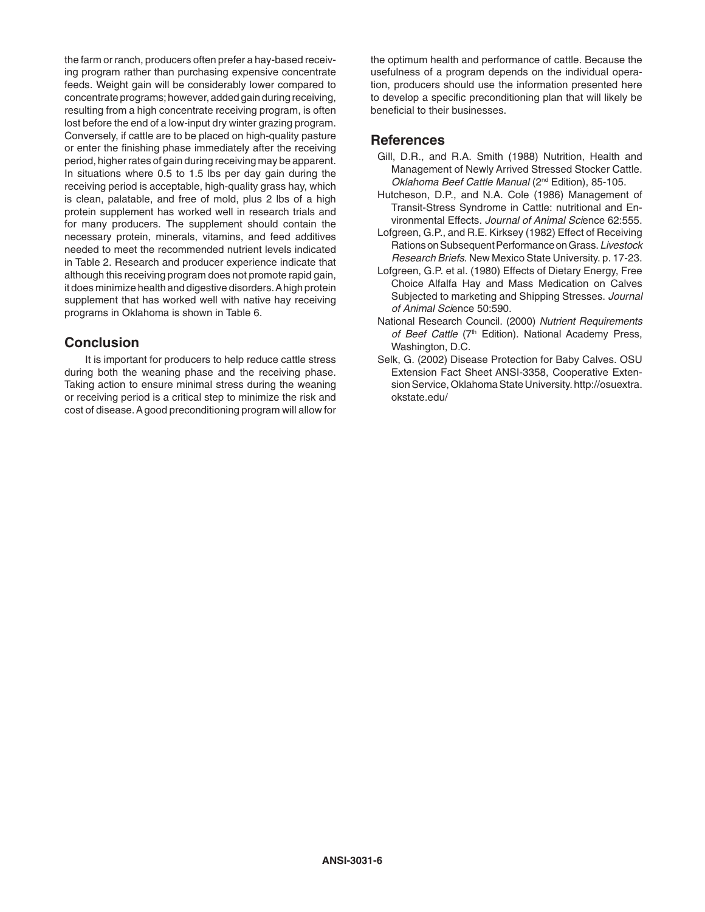the farm or ranch, producers often prefer a hay-based receiving program rather than purchasing expensive concentrate feeds. Weight gain will be considerably lower compared to concentrate programs; however, added gain during receiving, resulting from a high concentrate receiving program, is often lost before the end of a low-input dry winter grazing program. Conversely, if cattle are to be placed on high-quality pasture or enter the finishing phase immediately after the receiving period, higher rates of gain during receiving may be apparent. In situations where 0.5 to 1.5 lbs per day gain during the receiving period is acceptable, high-quality grass hay, which is clean, palatable, and free of mold, plus 2 lbs of a high protein supplement has worked well in research trials and for many producers. The supplement should contain the necessary protein, minerals, vitamins, and feed additives needed to meet the recommended nutrient levels indicated in Table 2. Research and producer experience indicate that although this receiving program does not promote rapid gain, it does minimize health and digestive disorders. A high protein supplement that has worked well with native hay receiving programs in Oklahoma is shown in Table 6.

## Conclusion

It is important for producers to help reduce cattle stress during both the weaning phase and the receiving phase. Taking action to ensure minimal stress during the weaning or receiving period is a critical step to minimize the risk and cost of disease. A good preconditioning program will allow for the optimum health and performance of cattle. Because the usefulness of a program depends on the individual operation, producers should use the information presented here to develop a specific preconditioning plan that will likely be beneficial to their businesses.

## References

Gill, D.R., and R.A. Smith (1988) Nutrition, Health and Management of Newly Arrived Stressed Stocker Cattle. *Oklahoma Beef Cattle Manual* (2nd Edition), 85-105.

Hutcheson, D.P., and N.A. Cole (1986) Management of Transit-Stress Syndrome in Cattle: nutritional and Environmental Effects. *Journal of Animal Sci*ence 62:555.

Lofgreen, G.P., and R.E. Kirksey (1982) Effect of Receiving Rations on Subsequent Performance on Grass. *Livestock Research Briefs*. New Mexico State University. p. 17-23.

Lofgreen, G.P. et al. (1980) Effects of Dietary Energy, Free Choice Alfalfa Hay and Mass Medication on Calves Subjected to marketing and Shipping Stresses. *Journal of Animal Sci*ence 50:590.

National Research Council. (2000) *Nutrient Requirements of Beef Cattle* (7th Edition). National Academy Press, Washington, D.C.

Selk, G. (2002) Disease Protection for Baby Calves. OSU Extension Fact Sheet ANSI-3358, Cooperative Extension Service, Oklahoma State University. http://osuextra.okstate.edu/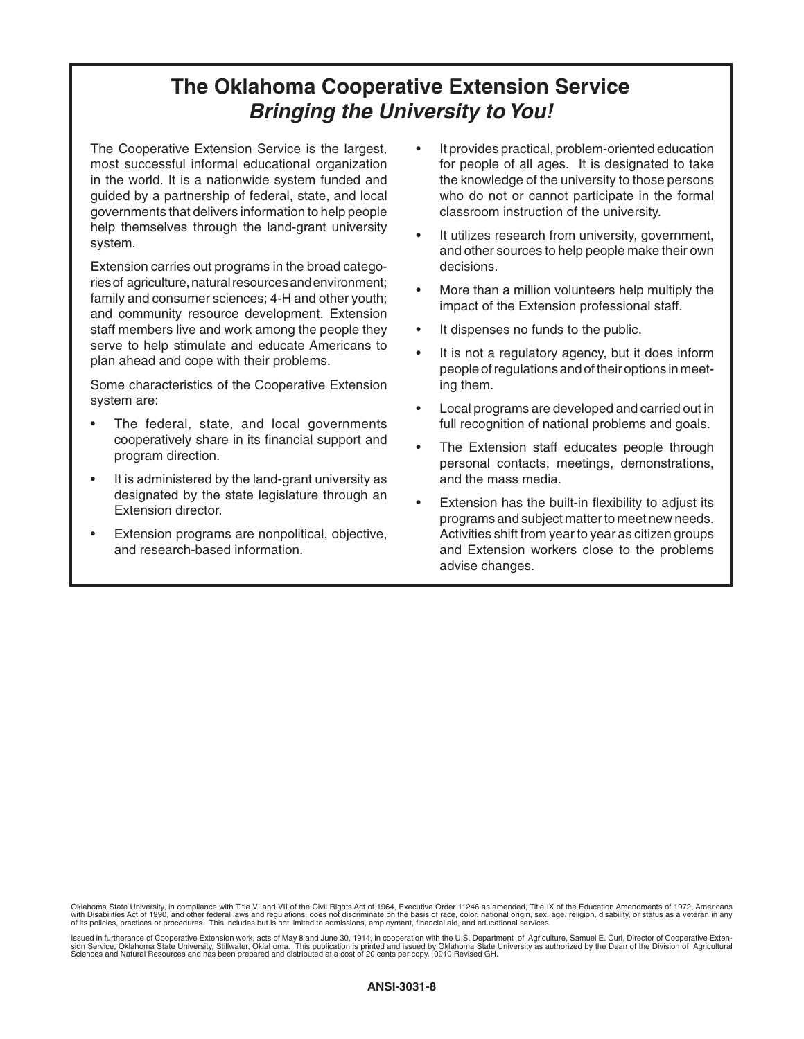# The Oklahoma Cooperative Extension Service
## *Bringing the University to You!*

The Cooperative Extension Service is the largest, most successful informal educational organization in the world. It is a nationwide system funded and guided by a partnership of federal, state, and local governments that delivers information to help people help themselves through the land-grant university system.

Extension carries out programs in the broad categories of agriculture, natural resources and environment; family and consumer sciences; 4-H and other youth; and community resource development. Extension staff members live and work among the people they serve to help stimulate and educate Americans to plan ahead and cope with their problems.

Some characteristics of the Cooperative Extension system are:

- The federal, state, and local governments cooperatively share in its financial support and program direction.
- It is administered by the land-grant university as designated by the state legislature through an Extension director.
- Extension programs are nonpolitical, objective, and research-based information.
- It provides practical, problem-oriented education for people of all ages. It is designated to take the knowledge of the university to those persons who do not or cannot participate in the formal classroom instruction of the university.
- It utilizes research from university, government, and other sources to help people make their own decisions.
- More than a million volunteers help multiply the impact of the Extension professional staff.
- It dispenses no funds to the public.
- It is not a regulatory agency, but it does inform people of regulations and of their options in meeting them.
- Local programs are developed and carried out in full recognition of national problems and goals.
- The Extension staff educates people through personal contacts, meetings, demonstrations, and the mass media.
- Extension has the built-in flexibility to adjust its programs and subject matter to meet new needs. Activities shift from year to year as citizen groups and Extension workers close to the problems advise changes.

Oklahoma State University, in compliance with Title VI and VII of the Civil Rights Act of 1964, Executive Order 11246 as amended, Title IX of the Education Amendments of 1972, Americans with Disabilities Act of 1990, and other federal laws and regulations, does not discriminate on the basis of race, color, national origin, sex, age, religion, disability, or status as a veteran in any of its policies, practices or procedures. This includes but is not limited to admissions, employment, financial aid, and educational services.

Issued in furtherance of Cooperative Extension work, acts of May 8 and June 30, 1914, in cooperation with the U.S. Department of Agriculture, Samuel E. Curl, Director of Cooperative Extension Service, Oklahoma State University, Stillwater, Oklahoma. This publication is printed and issued by Oklahoma State University as authorized by the Dean of the Division of Agricultural Sciences and Natural Resources and has been prepared and distributed at a cost of 20 cents per copy. 0910 Revised GH.

**ANSI-3031-8**